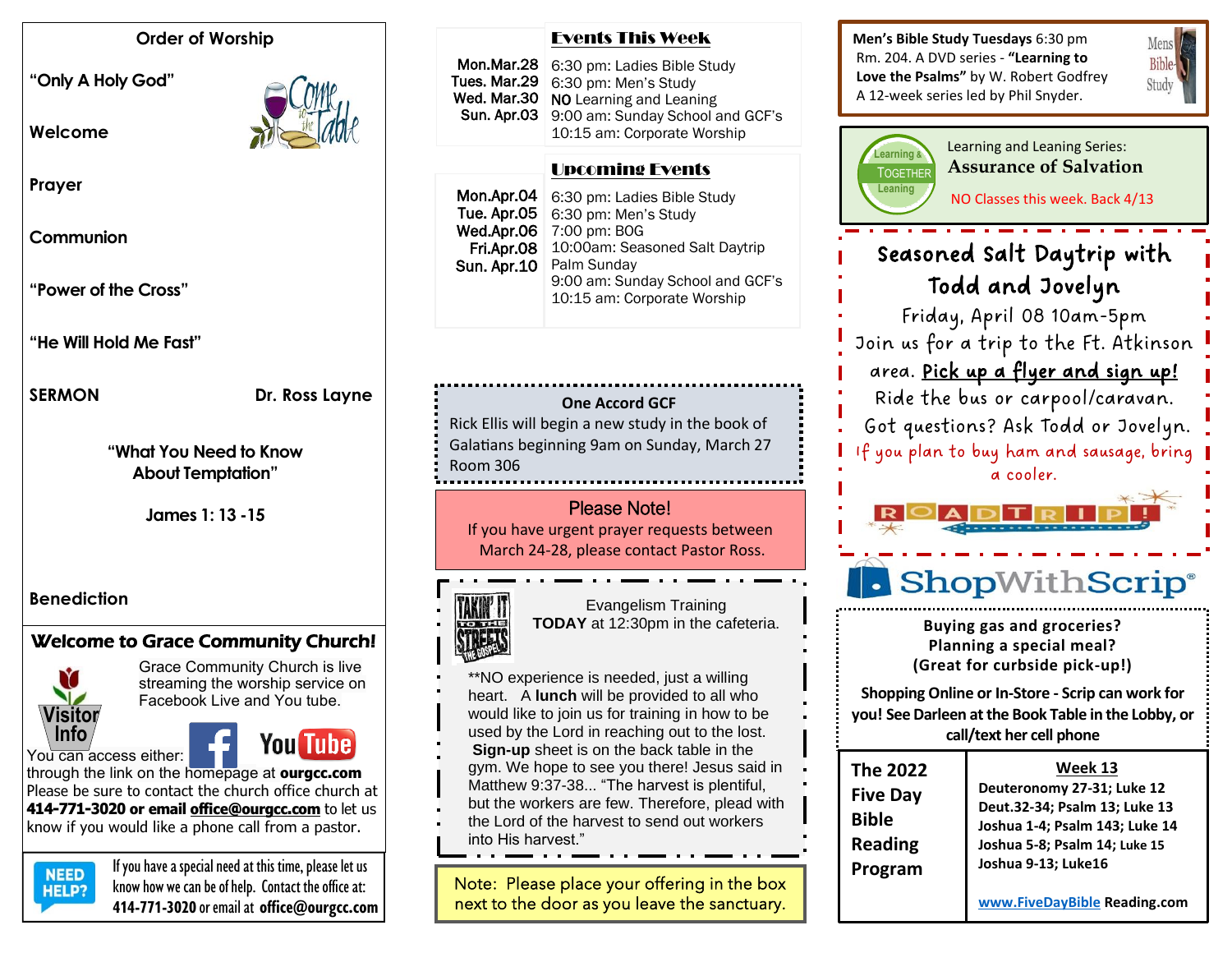## Order of Worship

"Only A Holy God"

Welcome

Prayer

Communion

"Power of the Cross"

"He Will Hold Me Fast"

**SERMON** — Dr. Ross Layne

"What You Need to Know About Temptation"

James 1: 13 -15

Benediction

## Welcome to Grace Community Church!

Visitor Info

Grace Community Church is live streaming the worship service on Facebook Live and You tube.

You can access either: through the link on the homepage at **ourgcc.com**

Please be sure to contact the church office church at **414-771-3020 or email office@ourgcc.com** to let us know if you would like a phone call from a pastor.

NEED HELP? If you have a special need at this time, please let us know how we can be of help. Contact the office at: **414-771-3020** or email at **office@ourgcc.com**

## Events This Week

| | |
|---|---|
| Mon.Mar.28 | 6:30 pm: Ladies Bible Study |
| Tues. Mar.29 | 6:30 pm: Men's Study |
| Wed. Mar.30 | NO Learning and Leaning |
| Sun. Apr.03 | 9:00 am: Sunday School and GCF's<br>10:15 am: Corporate Worship |

## Upcoming Events

| | |
|---|---|
| Mon.Apr.04 | 6:30 pm: Ladies Bible Study |
| Tue. Apr.05 | 6:30 pm: Men's Study |
| Wed.Apr.06 | 7:00 pm: BOG |
| Fri.Apr.08 | 10:00am: Seasoned Salt Daytrip |
| Sun. Apr.10 | Palm Sunday<br>9:00 am: Sunday School and GCF's<br>10:15 am: Corporate Worship |

**One Accord GCF**
Rick Ellis will begin a new study in the book of Galatians beginning 9am on Sunday, March 27 Room 306

**Please Note!**
If you have urgent prayer requests between March 24-28, please contact Pastor Ross.

Evangelism Training
**TODAY** at 12:30pm in the cafeteria.

**NO experience is needed, just a willing heart. A **lunch** will be provided to all who would like to join us for training in how to be used by the Lord in reaching out to the lost. **Sign-up** sheet is on the back table in the gym. We hope to see you there! Jesus said in Matthew 9:37-38... "The harvest is plentiful, but the workers are few. Therefore, plead with the Lord of the harvest to send out workers into His harvest."

Note: Please place your offering in the box next to the door as you leave the sanctuary.

**Men's Bible Study Tuesdays** 6:30 pm Rm. 204. A DVD series - **"Learning to Love the Psalms"** by W. Robert Godfrey A 12-week series led by Phil Snyder.

Learning and Leaning Series:
**Assurance of Salvation**
NO Classes this week. Back 4/13

## Seasoned Salt Daytrip with Todd and Jovelyn

Friday, April 08 10am-5pm
Join us for a trip to the Ft. Atkinson area. **Pick up a flyer and sign up!** Ride the bus or carpool/caravan. Got questions? Ask Todd or Jovelyn.
If you plan to buy ham and sausage, bring a cooler.

ROADTRIP!

## ShopWithScrip

**Buying gas and groceries?
Planning a special meal?
(Great for curbside pick-up!)**

**Shopping Online or In-Store - Scrip can work for you! See Darleen at the Book Table in the Lobby, or call/text her cell phone**

| The 2022 Five Day Bible Reading Program | **Week 13** |
|---|---|
| | **Deuteronomy 27-31; Luke 12** |
| | **Deut.32-34; Psalm 13; Luke 13** |
| | **Joshua 1-4; Psalm 143; Luke 14** |
| | **Joshua 5-8; Psalm 14; Luke 15** |
| | **Joshua 9-13; Luke16** |
| | www.FiveDayBible Reading.com |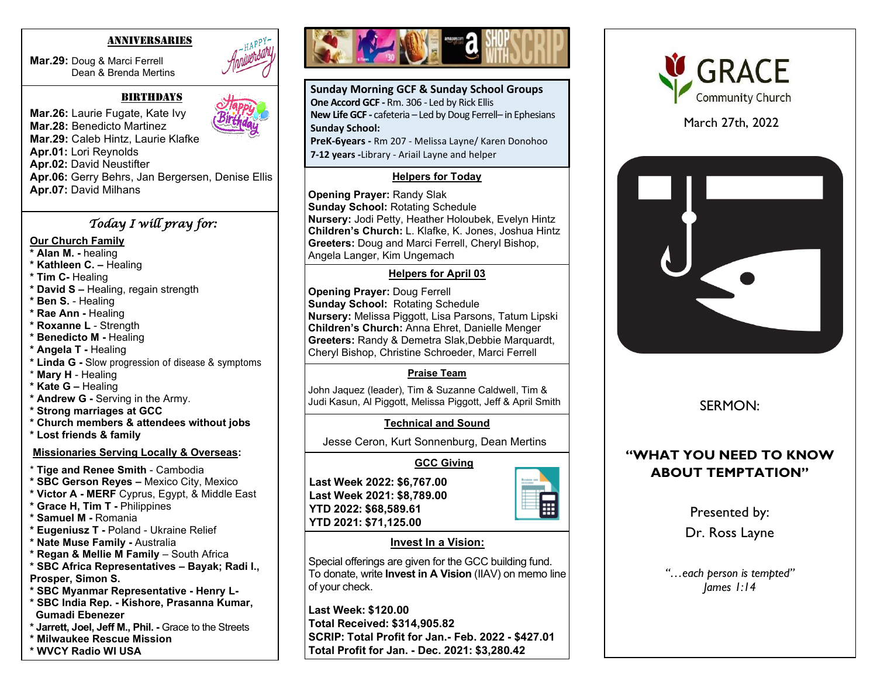## ANNIVERSARIES

**Mar.29:** Doug & Marci Ferrell
Dean & Brenda Mertins

## BIRTHDAYS

**Mar.26:** Laurie Fugate, Kate Ivy
**Mar.28:** Benedicto Martinez
**Mar.29:** Caleb Hintz, Laurie Klafke
**Apr.01:** Lori Reynolds
**Apr.02:** David Neustifter
**Apr.06:** Gerry Behrs, Jan Bergersen, Denise Ellis
**Apr.07:** David Milhans

## *Today I will pray for:*

**Our Church Family**

* **Alan M. -** healing
* **Kathleen C. –** Healing
* **Tim C-** Healing
* **David S –** Healing, regain strength
* **Ben S.** - Healing
* **Rae Ann -** Healing
* **Roxanne L** - Strength
* **Benedicto M -** Healing
* **Angela T -** Healing
* **Linda G -** Slow progression of disease & symptoms
* **Mary H** - Healing
* **Kate G –** Healing
* **Andrew G -** Serving in the Army.
* **Strong marriages at GCC**
* **Church members & attendees without jobs**
* **Lost friends & family**

**Missionaries Serving Locally & Overseas:**

* **Tige and Renee Smith** - Cambodia
* **SBC Gerson Reyes –** Mexico City, Mexico
* **Victor A - MERF** Cyprus, Egypt, & Middle East
* **Grace H, Tim T -** Philippines
* **Samuel M -** Romania
* **Eugeniusz T -** Poland - Ukraine Relief
* **Nate Muse Family -** Australia
* **Regan & Mellie M Family** – South Africa
* **SBC Africa Representatives – Bayak; Radi I., Prosper, Simon S.**
* **SBC Myanmar Representative - Henry L-**
* **SBC India Rep. - Kishore, Prasanna Kumar, Gumadi Ebenezer**
* **Jarrett, Joel, Jeff M., Phil. -** Grace to the Streets
* **Milwaukee Rescue Mission**
* **WVCY Radio WI USA**

SHOP WITH SCRIP

**Sunday Morning GCF & Sunday School Groups**

**One Accord GCF -** Rm. 306 - Led by Rick Ellis
**New Life GCF -** cafeteria – Led by Doug Ferrell– in Ephesians
**Sunday School:**
**PreK-6years -** Rm 207 - Melissa Layne/ Karen Donohoo
**7-12 years -**Library - Ariail Layne and helper

### Helpers for Today

**Opening Prayer:** Randy Slak
**Sunday School:** Rotating Schedule
**Nursery:** Jodi Petty, Heather Holoubek, Evelyn Hintz
**Children's Church:** L. Klafke, K. Jones, Joshua Hintz
**Greeters:** Doug and Marci Ferrell, Cheryl Bishop, Angela Langer, Kim Ungemach

### Helpers for April 03

**Opening Prayer:** Doug Ferrell
**Sunday School:** Rotating Schedule
**Nursery:** Melissa Piggott, Lisa Parsons, Tatum Lipski
**Children's Church:** Anna Ehret, Danielle Menger
**Greeters:** Randy & Demetra Slak,Debbie Marquardt, Cheryl Bishop, Christine Schroeder, Marci Ferrell

### Praise Team

John Jaquez (leader), Tim & Suzanne Caldwell, Tim & Judi Kasun, Al Piggott, Melissa Piggott, Jeff & April Smith

### Technical and Sound

Jesse Ceron, Kurt Sonnenburg, Dean Mertins

### GCC Giving

**Last Week 2022: $6,767.00**
**Last Week 2021: $8,789.00**
**YTD 2022: $68,589.61**
**YTD 2021: $71,125.00**

### Invest In a Vision:

Special offerings are given for the GCC building fund. To donate, write **Invest in A Vision** (IIAV) on memo line of your check.

**Last Week: $120.00**
**Total Received: $314,905.82**
**SCRIP: Total Profit for Jan.- Feb. 2022 - $427.01**
**Total Profit for Jan. - Dec. 2021: $3,280.42**

# GRACE Community Church

March 27th, 2022

SERMON:

## "WHAT YOU NEED TO KNOW ABOUT TEMPTATION"

Presented by:
Dr. Ross Layne

*"…each person is tempted"*
*James 1:14*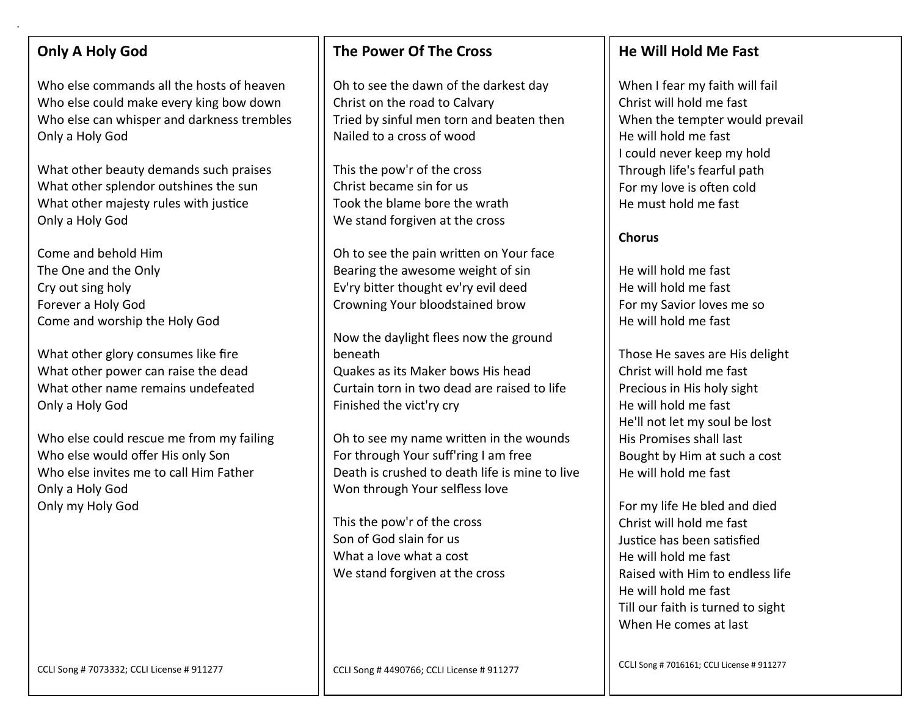## Only A Holy God

Who else commands all the hosts of heaven
Who else could make every king bow down
Who else can whisper and darkness trembles
Only a Holy God

What other beauty demands such praises
What other splendor outshines the sun
What other majesty rules with justice
Only a Holy God

Come and behold Him
The One and the Only
Cry out sing holy
Forever a Holy God
Come and worship the Holy God

What other glory consumes like fire
What other power can raise the dead
What other name remains undefeated
Only a Holy God

Who else could rescue me from my failing
Who else would offer His only Son
Who else invites me to call Him Father
Only a Holy God
Only my Holy God

CCLI Song # 7073332; CCLI License # 911277

## The Power Of The Cross

Oh to see the dawn of the darkest day
Christ on the road to Calvary
Tried by sinful men torn and beaten then
Nailed to a cross of wood

This the pow'r of the cross
Christ became sin for us
Took the blame bore the wrath
We stand forgiven at the cross

Oh to see the pain written on Your face
Bearing the awesome weight of sin
Ev'ry bitter thought ev'ry evil deed
Crowning Your bloodstained brow

Now the daylight flees now the ground beneath
Quakes as its Maker bows His head
Curtain torn in two dead are raised to life
Finished the vict'ry cry

Oh to see my name written in the wounds
For through Your suff'ring I am free
Death is crushed to death life is mine to live
Won through Your selfless love

This the pow'r of the cross
Son of God slain for us
What a love what a cost
We stand forgiven at the cross

CCLI Song # 4490766; CCLI License # 911277

## He Will Hold Me Fast

When I fear my faith will fail
Christ will hold me fast
When the tempter would prevail
He will hold me fast
I could never keep my hold
Through life's fearful path
For my love is often cold
He must hold me fast

**Chorus**

He will hold me fast
He will hold me fast
For my Savior loves me so
He will hold me fast

Those He saves are His delight
Christ will hold me fast
Precious in His holy sight
He will hold me fast
He'll not let my soul be lost
His Promises shall last
Bought by Him at such a cost
He will hold me fast

For my life He bled and died
Christ will hold me fast
Justice has been satisfied
He will hold me fast
Raised with Him to endless life
He will hold me fast
Till our faith is turned to sight
When He comes at last

CCLI Song # 7016161; CCLI License # 911277